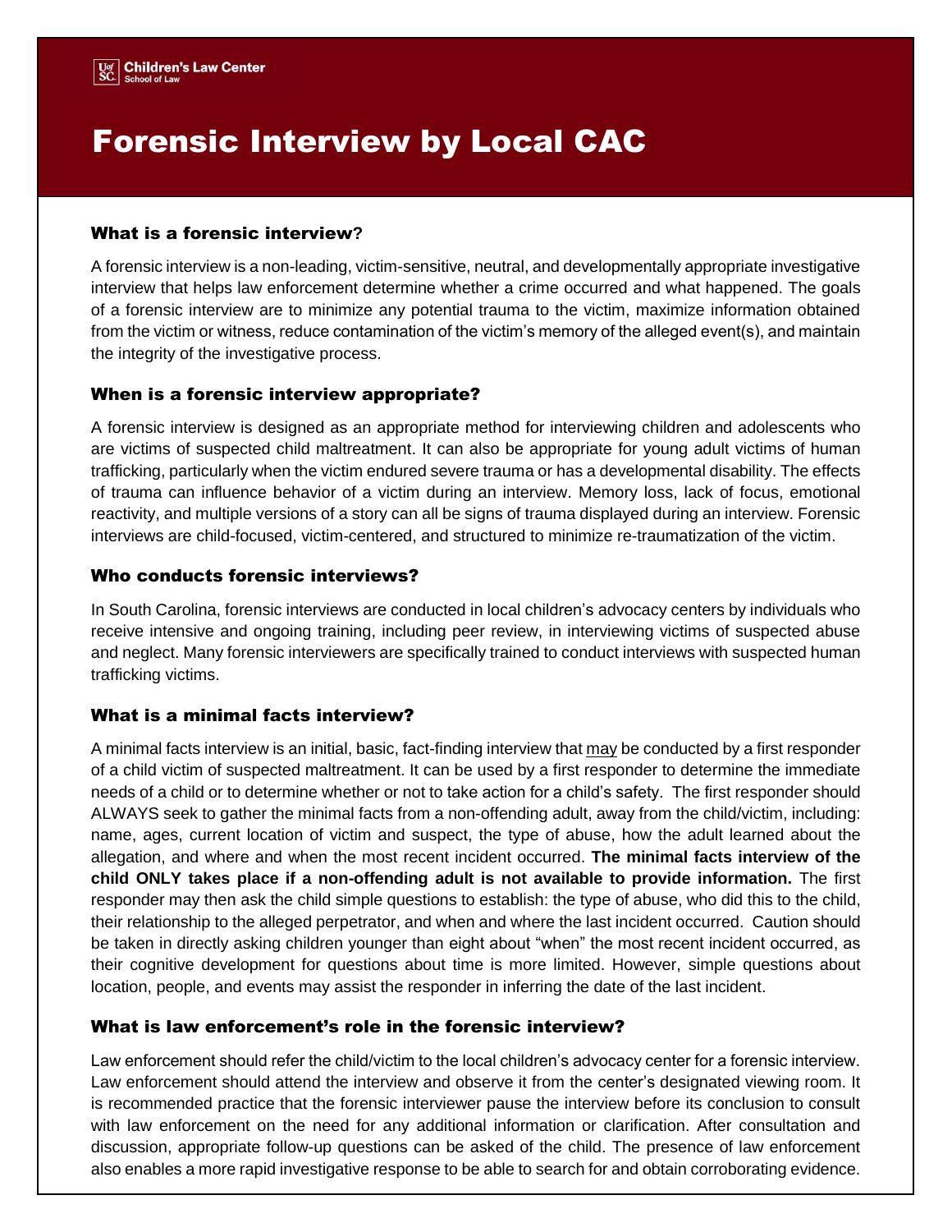UofSC Children's Law Center
School of Law

# Forensic Interview by Local CAC

### What is a forensic interview?

A forensic interview is a non-leading, victim-sensitive, neutral, and developmentally appropriate investigative interview that helps law enforcement determine whether a crime occurred and what happened. The goals of a forensic interview are to minimize any potential trauma to the victim, maximize information obtained from the victim or witness, reduce contamination of the victim's memory of the alleged event(s), and maintain the integrity of the investigative process.

### When is a forensic interview appropriate?

A forensic interview is designed as an appropriate method for interviewing children and adolescents who are victims of suspected child maltreatment. It can also be appropriate for young adult victims of human trafficking, particularly when the victim endured severe trauma or has a developmental disability. The effects of trauma can influence behavior of a victim during an interview. Memory loss, lack of focus, emotional reactivity, and multiple versions of a story can all be signs of trauma displayed during an interview. Forensic interviews are child-focused, victim-centered, and structured to minimize re-traumatization of the victim.

### Who conducts forensic interviews?

In South Carolina, forensic interviews are conducted in local children's advocacy centers by individuals who receive intensive and ongoing training, including peer review, in interviewing victims of suspected abuse and neglect. Many forensic interviewers are specifically trained to conduct interviews with suspected human trafficking victims.

### What is a minimal facts interview?

A minimal facts interview is an initial, basic, fact-finding interview that may be conducted by a first responder of a child victim of suspected maltreatment. It can be used by a first responder to determine the immediate needs of a child or to determine whether or not to take action for a child's safety. The first responder should ALWAYS seek to gather the minimal facts from a non-offending adult, away from the child/victim, including: name, ages, current location of victim and suspect, the type of abuse, how the adult learned about the allegation, and where and when the most recent incident occurred. **The minimal facts interview of the child ONLY takes place if a non-offending adult is not available to provide information.** The first responder may then ask the child simple questions to establish: the type of abuse, who did this to the child, their relationship to the alleged perpetrator, and when and where the last incident occurred. Caution should be taken in directly asking children younger than eight about "when" the most recent incident occurred, as their cognitive development for questions about time is more limited. However, simple questions about location, people, and events may assist the responder in inferring the date of the last incident.

### What is law enforcement's role in the forensic interview?

Law enforcement should refer the child/victim to the local children's advocacy center for a forensic interview. Law enforcement should attend the interview and observe it from the center's designated viewing room. It is recommended practice that the forensic interviewer pause the interview before its conclusion to consult with law enforcement on the need for any additional information or clarification. After consultation and discussion, appropriate follow-up questions can be asked of the child. The presence of law enforcement also enables a more rapid investigative response to be able to search for and obtain corroborating evidence.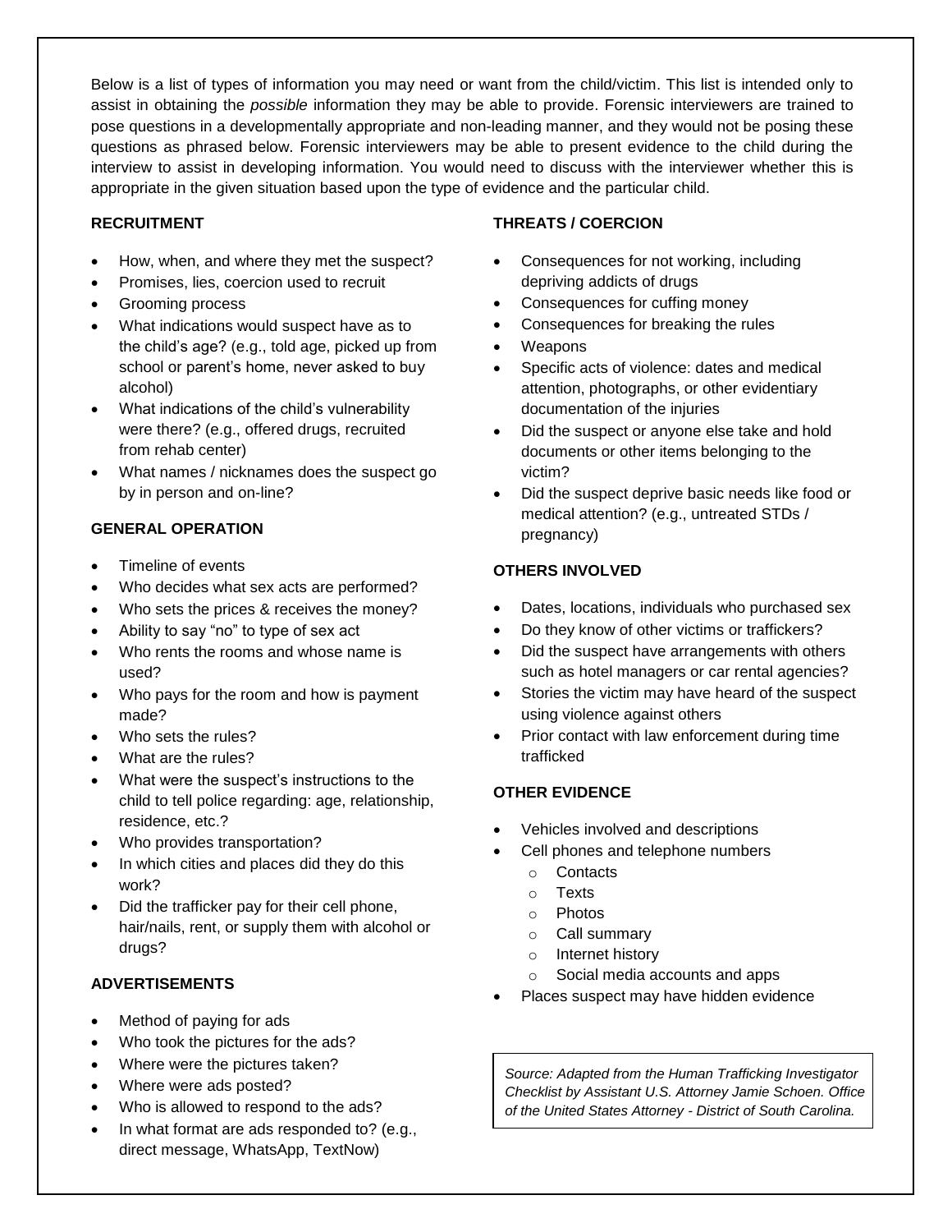Below is a list of types of information you may need or want from the child/victim. This list is intended only to assist in obtaining the *possible* information they may be able to provide. Forensic interviewers are trained to pose questions in a developmentally appropriate and non-leading manner, and they would not be posing these questions as phrased below. Forensic interviewers may be able to present evidence to the child during the interview to assist in developing information. You would need to discuss with the interviewer whether this is appropriate in the given situation based upon the type of evidence and the particular child.

**RECRUITMENT**

- How, when, and where they met the suspect?
- Promises, lies, coercion used to recruit
- Grooming process
- What indications would suspect have as to the child's age? (e.g., told age, picked up from school or parent's home, never asked to buy alcohol)
- What indications of the child's vulnerability were there? (e.g., offered drugs, recruited from rehab center)
- What names / nicknames does the suspect go by in person and on-line?

**GENERAL OPERATION**

- Timeline of events
- Who decides what sex acts are performed?
- Who sets the prices & receives the money?
- Ability to say "no" to type of sex act
- Who rents the rooms and whose name is used?
- Who pays for the room and how is payment made?
- Who sets the rules?
- What are the rules?
- What were the suspect's instructions to the child to tell police regarding: age, relationship, residence, etc.?
- Who provides transportation?
- In which cities and places did they do this work?
- Did the trafficker pay for their cell phone, hair/nails, rent, or supply them with alcohol or drugs?

**ADVERTISEMENTS**

- Method of paying for ads
- Who took the pictures for the ads?
- Where were the pictures taken?
- Where were ads posted?
- Who is allowed to respond to the ads?
- In what format are ads responded to? (e.g., direct message, WhatsApp, TextNow)

**THREATS / COERCION**

- Consequences for not working, including depriving addicts of drugs
- Consequences for cuffing money
- Consequences for breaking the rules
- Weapons
- Specific acts of violence: dates and medical attention, photographs, or other evidentiary documentation of the injuries
- Did the suspect or anyone else take and hold documents or other items belonging to the victim?
- Did the suspect deprive basic needs like food or medical attention? (e.g., untreated STDs / pregnancy)

**OTHERS INVOLVED**

- Dates, locations, individuals who purchased sex
- Do they know of other victims or traffickers?
- Did the suspect have arrangements with others such as hotel managers or car rental agencies?
- Stories the victim may have heard of the suspect using violence against others
- Prior contact with law enforcement during time trafficked

**OTHER EVIDENCE**

- Vehicles involved and descriptions
- Cell phones and telephone numbers
  - Contacts
  - Texts
  - Photos
  - Call summary
  - Internet history
  - Social media accounts and apps
- Places suspect may have hidden evidence

*Source: Adapted from the Human Trafficking Investigator Checklist by Assistant U.S. Attorney Jamie Schoen. Office of the United States Attorney - District of South Carolina.*